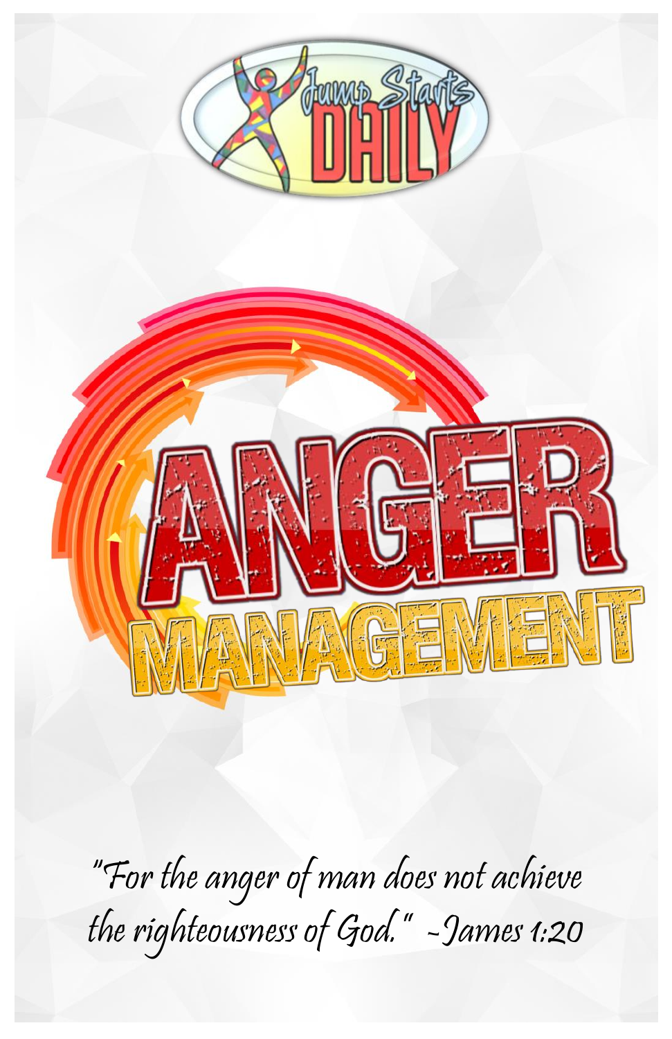Jump Starts DAILY

# ANGER MANAGEMENT

*"For the anger of man does not achieve the righteousness of God." -James 1:20*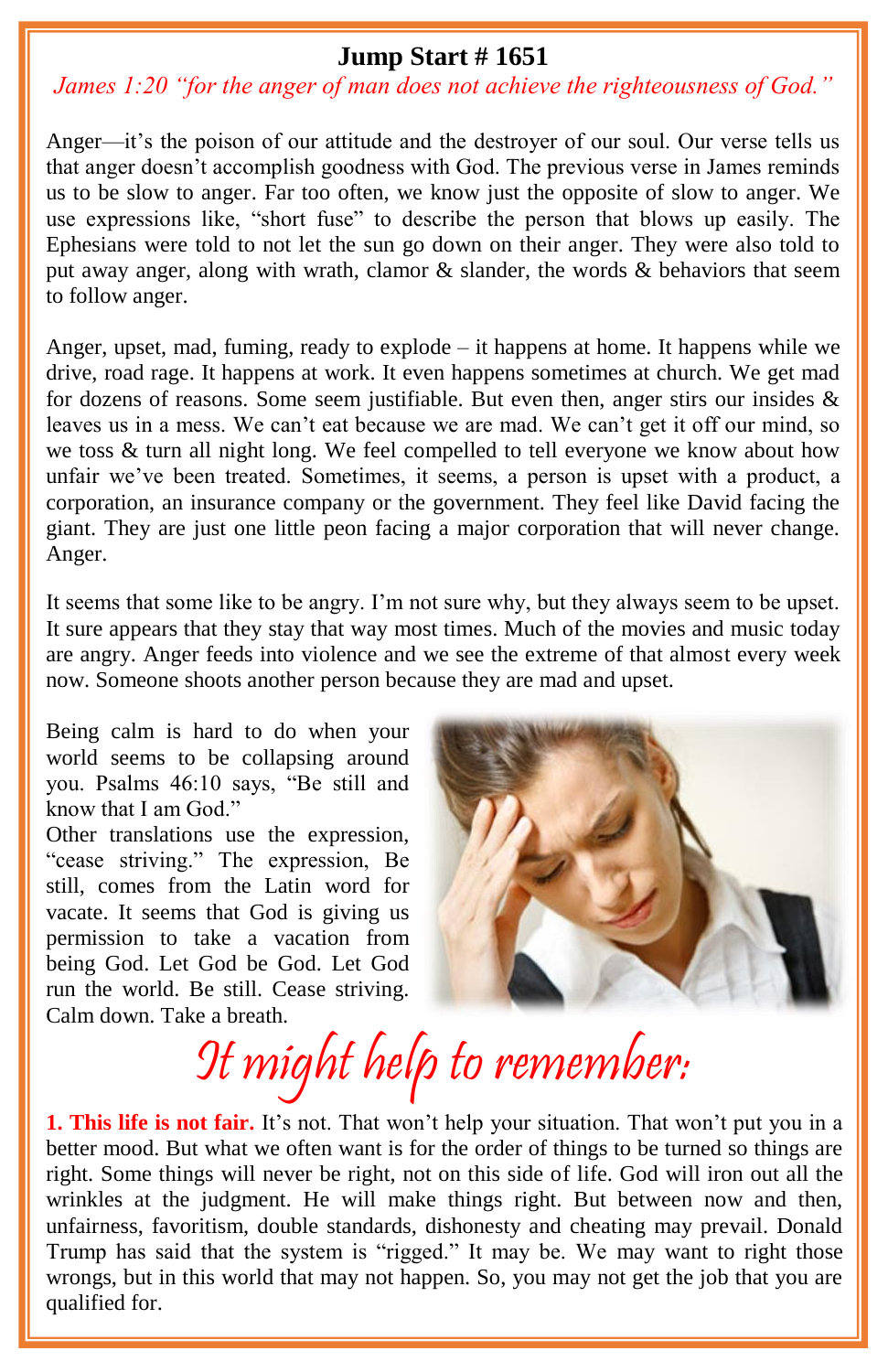# Jump Start # 1651

*James 1:20 "for the anger of man does not achieve the righteousness of God."*

Anger—it's the poison of our attitude and the destroyer of our soul. Our verse tells us that anger doesn't accomplish goodness with God. The previous verse in James reminds us to be slow to anger. Far too often, we know just the opposite of slow to anger. We use expressions like, "short fuse" to describe the person that blows up easily. The Ephesians were told to not let the sun go down on their anger. They were also told to put away anger, along with wrath, clamor & slander, the words & behaviors that seem to follow anger.

Anger, upset, mad, fuming, ready to explode – it happens at home. It happens while we drive, road rage. It happens at work. It even happens sometimes at church. We get mad for dozens of reasons. Some seem justifiable. But even then, anger stirs our insides & leaves us in a mess. We can't eat because we are mad. We can't get it off our mind, so we toss & turn all night long. We feel compelled to tell everyone we know about how unfair we've been treated. Sometimes, it seems, a person is upset with a product, a corporation, an insurance company or the government. They feel like David facing the giant. They are just one little peon facing a major corporation that will never change. Anger.

It seems that some like to be angry. I'm not sure why, but they always seem to be upset. It sure appears that they stay that way most times. Much of the movies and music today are angry. Anger feeds into violence and we see the extreme of that almost every week now. Someone shoots another person because they are mad and upset.

Being calm is hard to do when your world seems to be collapsing around you. Psalms 46:10 says, "Be still and know that I am God."
Other translations use the expression, "cease striving." The expression, Be still, comes from the Latin word for vacate. It seems that God is giving us permission to take a vacation from being God. Let God be God. Let God run the world. Be still. Cease striving. Calm down. Take a breath.

## It might help to remember:

**1. This life is not fair.** It's not. That won't help your situation. That won't put you in a better mood. But what we often want is for the order of things to be turned so things are right. Some things will never be right, not on this side of life. God will iron out all the wrinkles at the judgment. He will make things right. But between now and then, unfairness, favoritism, double standards, dishonesty and cheating may prevail. Donald Trump has said that the system is "rigged." It may be. We may want to right those wrongs, but in this world that may not happen. So, you may not get the job that you are qualified for.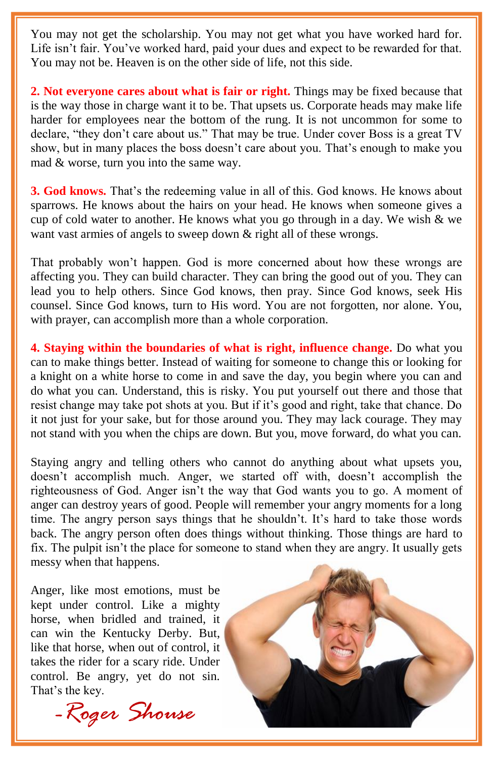You may not get the scholarship. You may not get what you have worked hard for. Life isn't fair. You've worked hard, paid your dues and expect to be rewarded for that. You may not be. Heaven is on the other side of life, not this side.

**2. Not everyone cares about what is fair or right.** Things may be fixed because that is the way those in charge want it to be. That upsets us. Corporate heads may make life harder for employees near the bottom of the rung. It is not uncommon for some to declare, "they don't care about us." That may be true. Under cover Boss is a great TV show, but in many places the boss doesn't care about you. That's enough to make you mad & worse, turn you into the same way.

**3. God knows.** That's the redeeming value in all of this. God knows. He knows about sparrows. He knows about the hairs on your head. He knows when someone gives a cup of cold water to another. He knows what you go through in a day. We wish & we want vast armies of angels to sweep down & right all of these wrongs.

That probably won't happen. God is more concerned about how these wrongs are affecting you. They can build character. They can bring the good out of you. They can lead you to help others. Since God knows, then pray. Since God knows, seek His counsel. Since God knows, turn to His word. You are not forgotten, nor alone. You, with prayer, can accomplish more than a whole corporation.

**4. Staying within the boundaries of what is right, influence change.** Do what you can to make things better. Instead of waiting for someone to change this or looking for a knight on a white horse to come in and save the day, you begin where you can and do what you can. Understand, this is risky. You put yourself out there and those that resist change may take pot shots at you. But if it's good and right, take that chance. Do it not just for your sake, but for those around you. They may lack courage. They may not stand with you when the chips are down. But you, move forward, do what you can.

Staying angry and telling others who cannot do anything about what upsets you, doesn't accomplish much. Anger, we started off with, doesn't accomplish the righteousness of God. Anger isn't the way that God wants you to go. A moment of anger can destroy years of good. People will remember your angry moments for a long time. The angry person says things that he shouldn't. It's hard to take those words back. The angry person often does things without thinking. Those things are hard to fix. The pulpit isn't the place for someone to stand when they are angry. It usually gets messy when that happens.

Anger, like most emotions, must be kept under control. Like a mighty horse, when bridled and trained, it can win the Kentucky Derby. But, like that horse, when out of control, it takes the rider for a scary ride. Under control. Be angry, yet do not sin. That's the key.

*-Roger Shouse*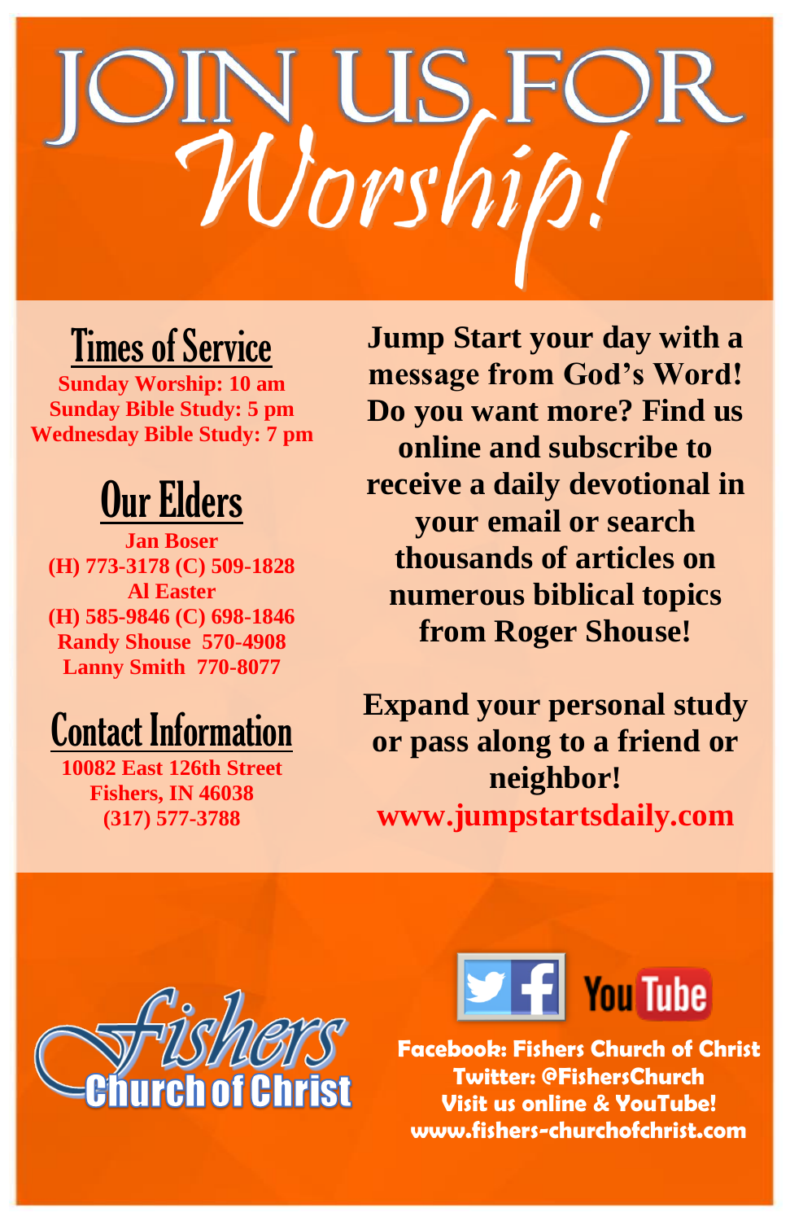# JOIN US FOR *Worship!*

## Times of Service

**Sunday Worship: 10 am**
**Sunday Bible Study: 5 pm**
**Wednesday Bible Study: 7 pm**

## Our Elders

**Jan Boser**
**(H) 773-3178 (C) 509-1828**
**Al Easter**
**(H) 585-9846 (C) 698-1846**
**Randy Shouse 570-4908**
**Lanny Smith 770-8077**

## Contact Information

**10082 East 126th Street**
**Fishers, IN 46038**
**(317) 577-3788**

**Jump Start your day with a message from God's Word! Do you want more? Find us online and subscribe to receive a daily devotional in your email or search thousands of articles on numerous biblical topics from Roger Shouse!**

**Expand your personal study or pass along to a friend or neighbor!**
**www.jumpstartsdaily.com**

Fishers Church of Christ

**Facebook: Fishers Church of Christ**
**Twitter: @FishersChurch**
**Visit us online & YouTube!**
**www.fishers-churchofchrist.com**